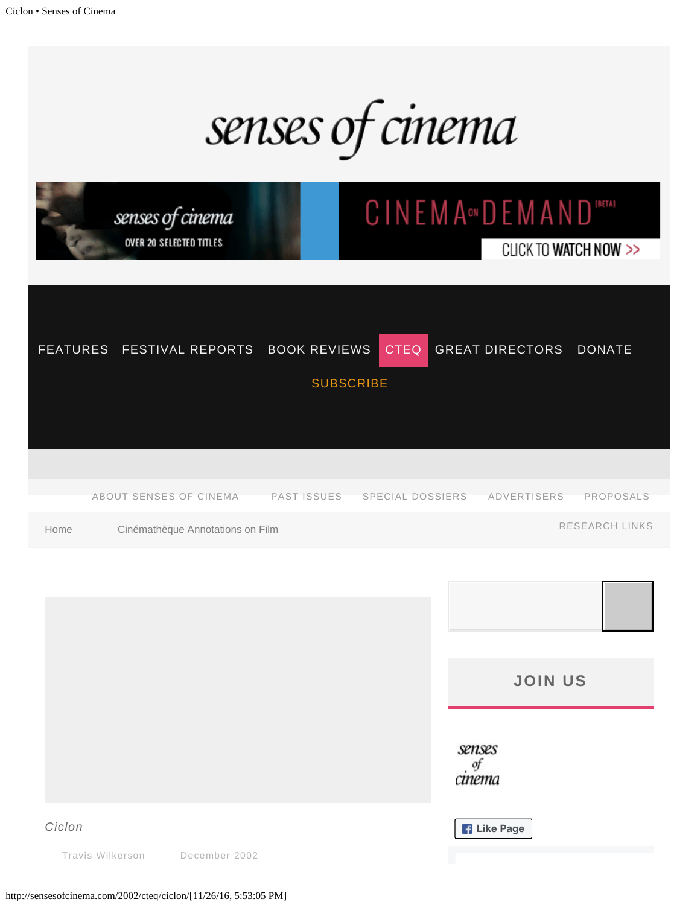# senses of cinema

senses of cinema OVER 20 SELECTED TITLES — CINEMA ON DEMAND [BETA] CLICK TO WATCH NOW >>

FEATURES FESTIVAL REPORTS BOOK REVIEWS CTEQ GREAT DIRECTORS DONATE

SUBSCRIBE

ABOUT SENSES OF CINEMA PAST ISSUES SPECIAL DOSSIERS ADVERTISERS PROPOSALS

Home Cinémathèque Annotations on Film RESEARCH LINKS

JOIN US

senses of cinema

Like Page

## *Ciclon*

Travis Wilkerson December 2002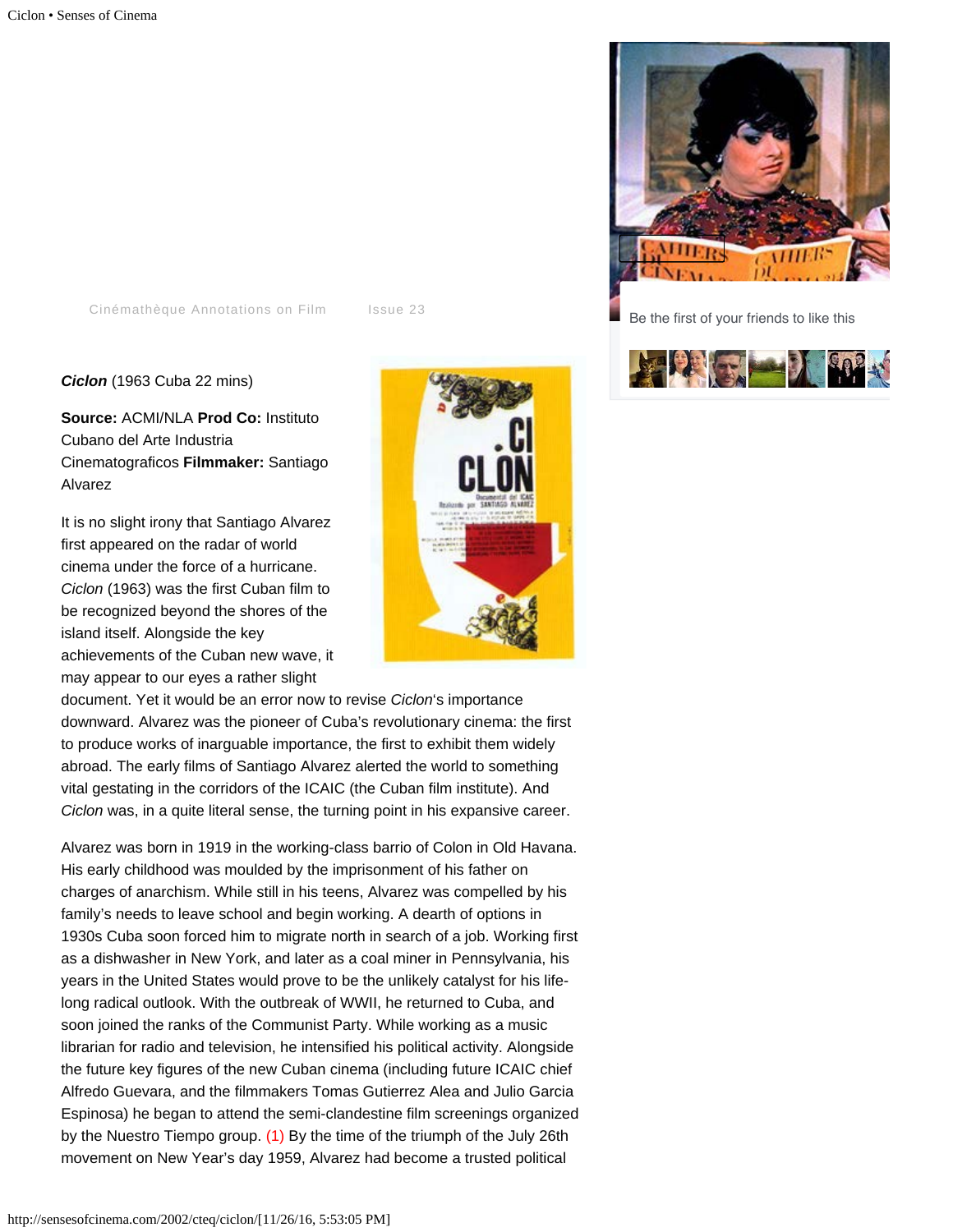Cinémathèque Annotations on Film    Issue 23

***Ciclon*** (1963 Cuba 22 mins)

**Source:** ACMI/NLA **Prod Co:** Instituto Cubano del Arte Industria Cinematograficos **Filmmaker:** Santiago Alvarez

It is no slight irony that Santiago Alvarez first appeared on the radar of world cinema under the force of a hurricane. *Ciclon* (1963) was the first Cuban film to be recognized beyond the shores of the island itself. Alongside the key achievements of the Cuban new wave, it may appear to our eyes a rather slight document. Yet it would be an error now to revise *Ciclon*'s importance downward. Alvarez was the pioneer of Cuba's revolutionary cinema: the first to produce works of inarguable importance, the first to exhibit them widely abroad. The early films of Santiago Alvarez alerted the world to something vital gestating in the corridors of the ICAIC (the Cuban film institute). And *Ciclon* was, in a quite literal sense, the turning point in his expansive career.

Alvarez was born in 1919 in the working-class barrio of Colon in Old Havana. His early childhood was moulded by the imprisonment of his father on charges of anarchism. While still in his teens, Alvarez was compelled by his family's needs to leave school and begin working. A dearth of options in 1930s Cuba soon forced him to migrate north in search of a job. Working first as a dishwasher in New York, and later as a coal miner in Pennsylvania, his years in the United States would prove to be the unlikely catalyst for his life-long radical outlook. With the outbreak of WWII, he returned to Cuba, and soon joined the ranks of the Communist Party. While working as a music librarian for radio and television, he intensified his political activity. Alongside the future key figures of the new Cuban cinema (including future ICAIC chief Alfredo Guevara, and the filmmakers Tomas Gutierrez Alea and Julio Garcia Espinosa) he began to attend the semi-clandestine film screenings organized by the Nuestro Tiempo group. (1) By the time of the triumph of the July 26th movement on New Year's day 1959, Alvarez had become a trusted political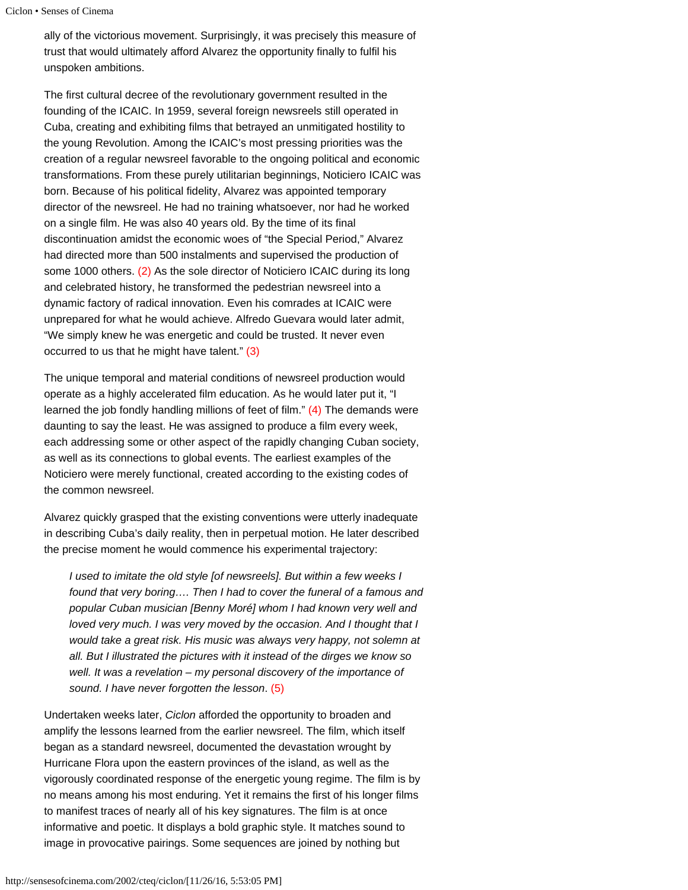ally of the victorious movement. Surprisingly, it was precisely this measure of trust that would ultimately afford Alvarez the opportunity finally to fulfil his unspoken ambitions.

The first cultural decree of the revolutionary government resulted in the founding of the ICAIC. In 1959, several foreign newsreels still operated in Cuba, creating and exhibiting films that betrayed an unmitigated hostility to the young Revolution. Among the ICAIC's most pressing priorities was the creation of a regular newsreel favorable to the ongoing political and economic transformations. From these purely utilitarian beginnings, Noticiero ICAIC was born. Because of his political fidelity, Alvarez was appointed temporary director of the newsreel. He had no training whatsoever, nor had he worked on a single film. He was also 40 years old. By the time of its final discontinuation amidst the economic woes of "the Special Period," Alvarez had directed more than 500 instalments and supervised the production of some 1000 others. (2) As the sole director of Noticiero ICAIC during its long and celebrated history, he transformed the pedestrian newsreel into a dynamic factory of radical innovation. Even his comrades at ICAIC were unprepared for what he would achieve. Alfredo Guevara would later admit, "We simply knew he was energetic and could be trusted. It never even occurred to us that he might have talent." (3)

The unique temporal and material conditions of newsreel production would operate as a highly accelerated film education. As he would later put it, "I learned the job fondly handling millions of feet of film." (4) The demands were daunting to say the least. He was assigned to produce a film every week, each addressing some or other aspect of the rapidly changing Cuban society, as well as its connections to global events. The earliest examples of the Noticiero were merely functional, created according to the existing codes of the common newsreel.

Alvarez quickly grasped that the existing conventions were utterly inadequate in describing Cuba's daily reality, then in perpetual motion. He later described the precise moment he would commence his experimental trajectory:

> *I used to imitate the old style [of newsreels]. But within a few weeks I found that very boring…. Then I had to cover the funeral of a famous and popular Cuban musician [Benny Moré] whom I had known very well and loved very much. I was very moved by the occasion. And I thought that I would take a great risk. His music was always very happy, not solemn at all. But I illustrated the pictures with it instead of the dirges we know so well. It was a revelation – my personal discovery of the importance of sound. I have never forgotten the lesson*. (5)

Undertaken weeks later, *Ciclon* afforded the opportunity to broaden and amplify the lessons learned from the earlier newsreel. The film, which itself began as a standard newsreel, documented the devastation wrought by Hurricane Flora upon the eastern provinces of the island, as well as the vigorously coordinated response of the energetic young regime. The film is by no means among his most enduring. Yet it remains the first of his longer films to manifest traces of nearly all of his key signatures. The film is at once informative and poetic. It displays a bold graphic style. It matches sound to image in provocative pairings. Some sequences are joined by nothing but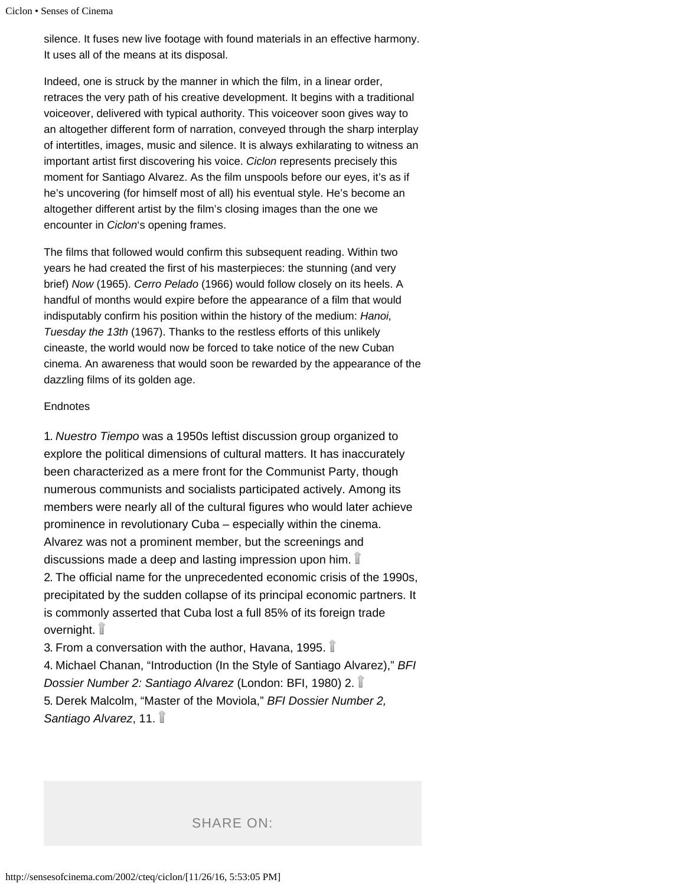silence. It fuses new live footage with found materials in an effective harmony. It uses all of the means at its disposal.

Indeed, one is struck by the manner in which the film, in a linear order, retraces the very path of his creative development. It begins with a traditional voiceover, delivered with typical authority. This voiceover soon gives way to an altogether different form of narration, conveyed through the sharp interplay of intertitles, images, music and silence. It is always exhilarating to witness an important artist first discovering his voice. *Ciclon* represents precisely this moment for Santiago Alvarez. As the film unspools before our eyes, it's as if he's uncovering (for himself most of all) his eventual style. He's become an altogether different artist by the film's closing images than the one we encounter in *Ciclon*'s opening frames.

The films that followed would confirm this subsequent reading. Within two years he had created the first of his masterpieces: the stunning (and very brief) *Now* (1965). *Cerro Pelado* (1966) would follow closely on its heels. A handful of months would expire before the appearance of a film that would indisputably confirm his position within the history of the medium: *Hanoi, Tuesday the 13th* (1967). Thanks to the restless efforts of this unlikely cineaste, the world would now be forced to take notice of the new Cuban cinema. An awareness that would soon be rewarded by the appearance of the dazzling films of its golden age.

Endnotes

1. *Nuestro Tiempo* was a 1950s leftist discussion group organized to explore the political dimensions of cultural matters. It has inaccurately been characterized as a mere front for the Communist Party, though numerous communists and socialists participated actively. Among its members were nearly all of the cultural figures who would later achieve prominence in revolutionary Cuba – especially within the cinema. Alvarez was not a prominent member, but the screenings and discussions made a deep and lasting impression upon him.
2. The official name for the unprecedented economic crisis of the 1990s, precipitated by the sudden collapse of its principal economic partners. It is commonly asserted that Cuba lost a full 85% of its foreign trade overnight.
3. From a conversation with the author, Havana, 1995.
4. Michael Chanan, "Introduction (In the Style of Santiago Alvarez)," *BFI Dossier Number 2: Santiago Alvarez* (London: BFI, 1980) 2.
5. Derek Malcolm, "Master of the Moviola," *BFI Dossier Number 2, Santiago Alvarez*, 11.

SHARE ON: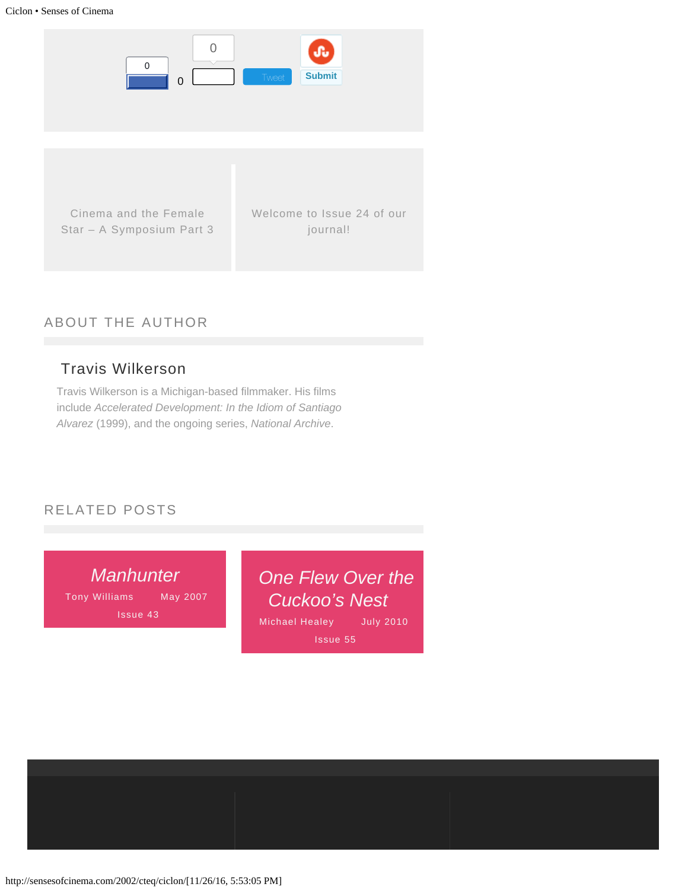0

0

0

Tweet

Submit

Cinema and the Female Star – A Symposium Part 3

Welcome to Issue 24 of our journal!

## ABOUT THE AUTHOR

### Travis Wilkerson

Travis Wilkerson is a Michigan-based filmmaker. His films include *Accelerated Development: In the Idiom of Santiago Alvarez* (1999), and the ongoing series, *National Archive*.

## RELATED POSTS

*Manhunter*
Tony Williams May 2007
Issue 43

*One Flew Over the Cuckoo's Nest*
Michael Healey July 2010
Issue 55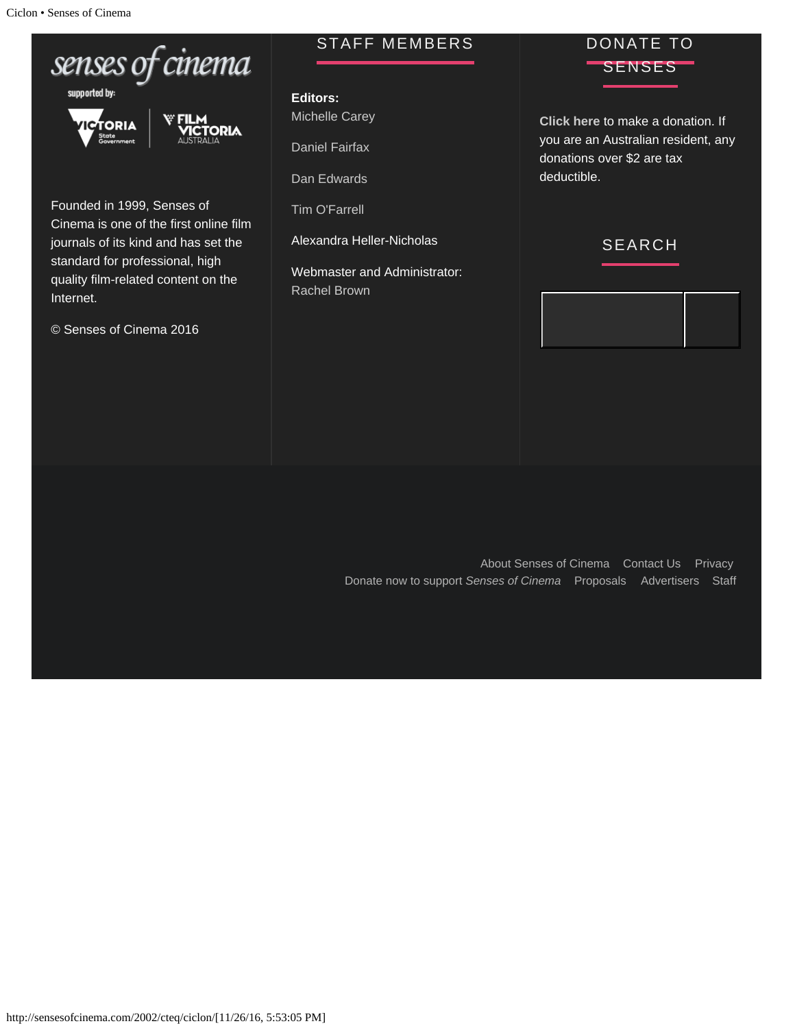senses of cinema

supported by:

Founded in 1999, Senses of Cinema is one of the first online film journals of its kind and has set the standard for professional, high quality film-related content on the Internet.

© Senses of Cinema 2016

## STAFF MEMBERS

**Editors:**
Michelle Carey

Daniel Fairfax

Dan Edwards

Tim O'Farrell

Alexandra Heller-Nicholas

Webmaster and Administrator:
Rachel Brown

## DONATE TO SENSES

**Click here** to make a donation. If you are an Australian resident, any donations over $2 are tax deductible.

## SEARCH

About Senses of Cinema Contact Us Privacy
Donate now to support *Senses of Cinema* Proposals Advertisers Staff